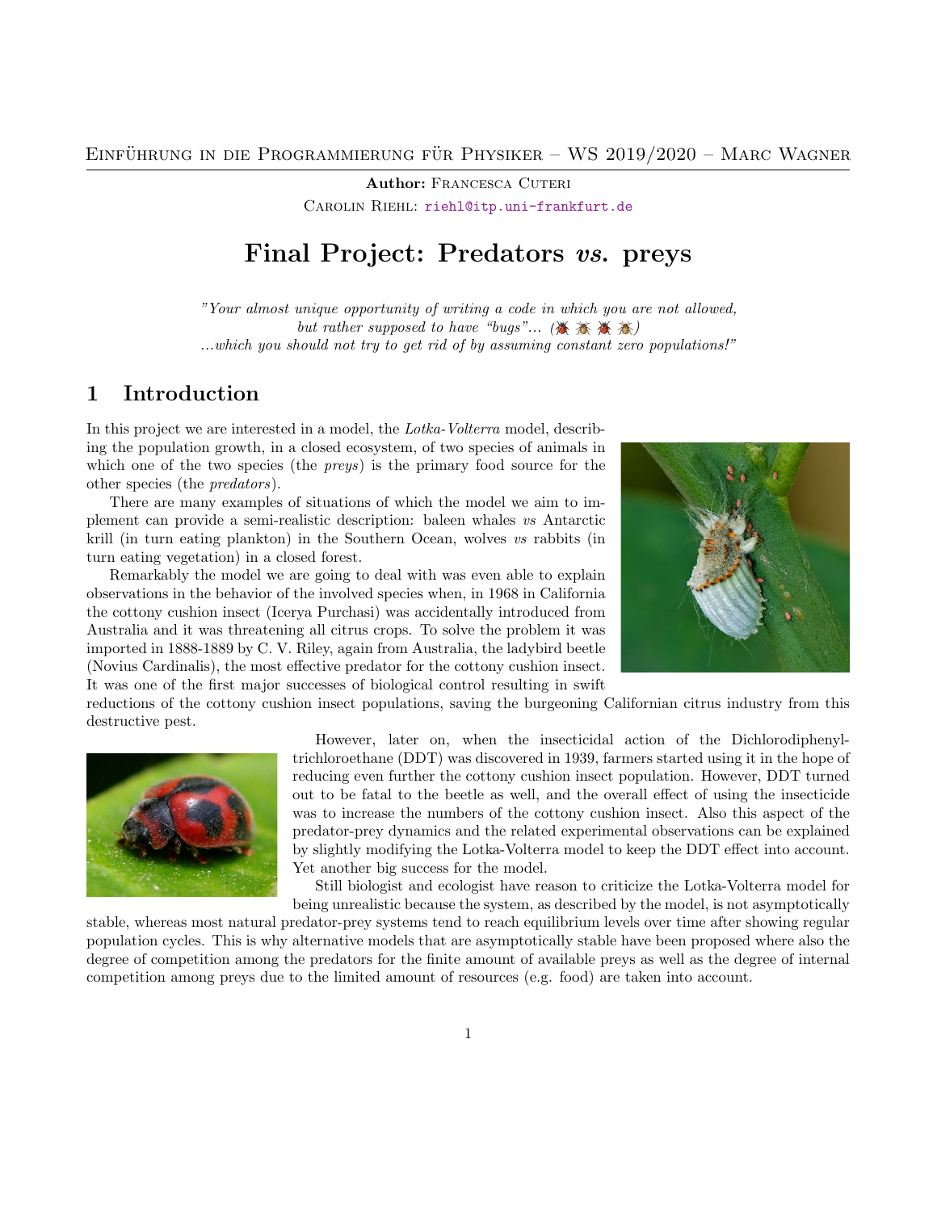Author: Francesca Cuteri

Carolin Riehl: riehl@itp.uni-frankfurt.de

# Final Project: Predators *vs.* preys

*"Your almost unique opportunity of writing a code in which you are not allowed, but rather supposed to have "bugs"... (🐞 🐞 🐞 🐞)*
*...which you should not try to get rid of by assuming constant zero populations!"*

## 1 Introduction

In this project we are interested in a model, the *Lotka-Volterra* model, describing the population growth, in a closed ecosystem, of two species of animals in which one of the two species (the *preys*) is the primary food source for the other species (the *predators*).

There are many examples of situations of which the model we aim to implement can provide a semi-realistic description: baleen whales *vs* Antarctic krill (in turn eating plankton) in the Southern Ocean, wolves *vs* rabbits (in turn eating vegetation) in a closed forest.

Remarkably the model we are going to deal with was even able to explain observations in the behavior of the involved species when, in 1968 in California the cottony cushion insect (Icerya Purchasi) was accidentally introduced from Australia and it was threatening all citrus crops. To solve the problem it was imported in 1888-1889 by C. V. Riley, again from Australia, the ladybird beetle (Novius Cardinalis), the most effective predator for the cottony cushion insect. It was one of the first major successes of biological control resulting in swift reductions of the cottony cushion insect populations, saving the burgeoning Californian citrus industry from this destructive pest.

However, later on, when the insecticidal action of the Dichlorodiphenyltrichloroethane (DDT) was discovered in 1939, farmers started using it in the hope of reducing even further the cottony cushion insect population. However, DDT turned out to be fatal to the beetle as well, and the overall effect of using the insecticide was to increase the numbers of the cottony cushion insect. Also this aspect of the predator-prey dynamics and the related experimental observations can be explained by slightly modifying the Lotka-Volterra model to keep the DDT effect into account. Yet another big success for the model.

Still biologist and ecologist have reason to criticize the Lotka-Volterra model for being unrealistic because the system, as described by the model, is not asymptotically stable, whereas most natural predator-prey systems tend to reach equilibrium levels over time after showing regular population cycles. This is why alternative models that are asymptotically stable have been proposed where also the degree of competition among the predators for the finite amount of available preys as well as the degree of internal competition among preys due to the limited amount of resources (e.g. food) are taken into account.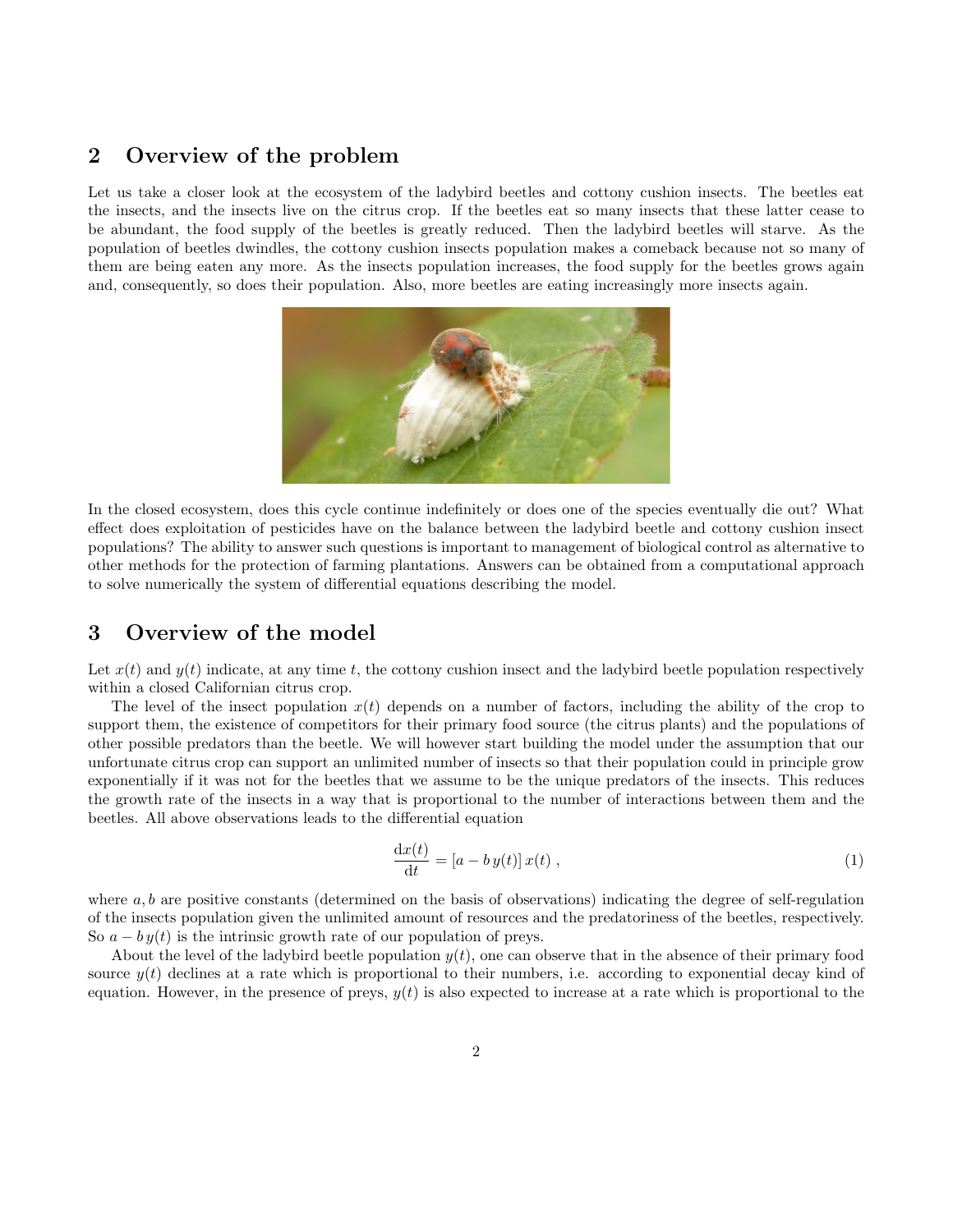## 2 Overview of the problem

Let us take a closer look at the ecosystem of the ladybird beetles and cottony cushion insects. The beetles eat the insects, and the insects live on the citrus crop. If the beetles eat so many insects that these latter cease to be abundant, the food supply of the beetles is greatly reduced. Then the ladybird beetles will starve. As the population of beetles dwindles, the cottony cushion insects population makes a comeback because not so many of them are being eaten any more. As the insects population increases, the food supply for the beetles grows again and, consequently, so does their population. Also, more beetles are eating increasingly more insects again.

In the closed ecosystem, does this cycle continue indefinitely or does one of the species eventually die out? What effect does exploitation of pesticides have on the balance between the ladybird beetle and cottony cushion insect populations? The ability to answer such questions is important to management of biological control as alternative to other methods for the protection of farming plantations. Answers can be obtained from a computational approach to solve numerically the system of differential equations describing the model.

## 3 Overview of the model

Let $x(t)$ and $y(t)$ indicate, at any time $t$, the cottony cushion insect and the ladybird beetle population respectively within a closed Californian citrus crop.

The level of the insect population $x(t)$ depends on a number of factors, including the ability of the crop to support them, the existence of competitors for their primary food source (the citrus plants) and the populations of other possible predators than the beetle. We will however start building the model under the assumption that our unfortunate citrus crop can support an unlimited number of insects so that their population could in principle grow exponentially if it was not for the beetles that we assume to be the unique predators of the insects. This reduces the growth rate of the insects in a way that is proportional to the number of interactions between them and the beetles. All above observations leads to the differential equation

$$\frac{\mathrm{d}x(t)}{\mathrm{d}t} = [a - b\,y(t)]\,x(t)\;, \tag{1}$$

where $a, b$ are positive constants (determined on the basis of observations) indicating the degree of self-regulation of the insects population given the unlimited amount of resources and the predatoriness of the beetles, respectively. So $a - b\,y(t)$ is the intrinsic growth rate of our population of preys.

About the level of the ladybird beetle population $y(t)$, one can observe that in the absence of their primary food source $y(t)$ declines at a rate which is proportional to their numbers, i.e. according to exponential decay kind of equation. However, in the presence of preys, $y(t)$ is also expected to increase at a rate which is proportional to the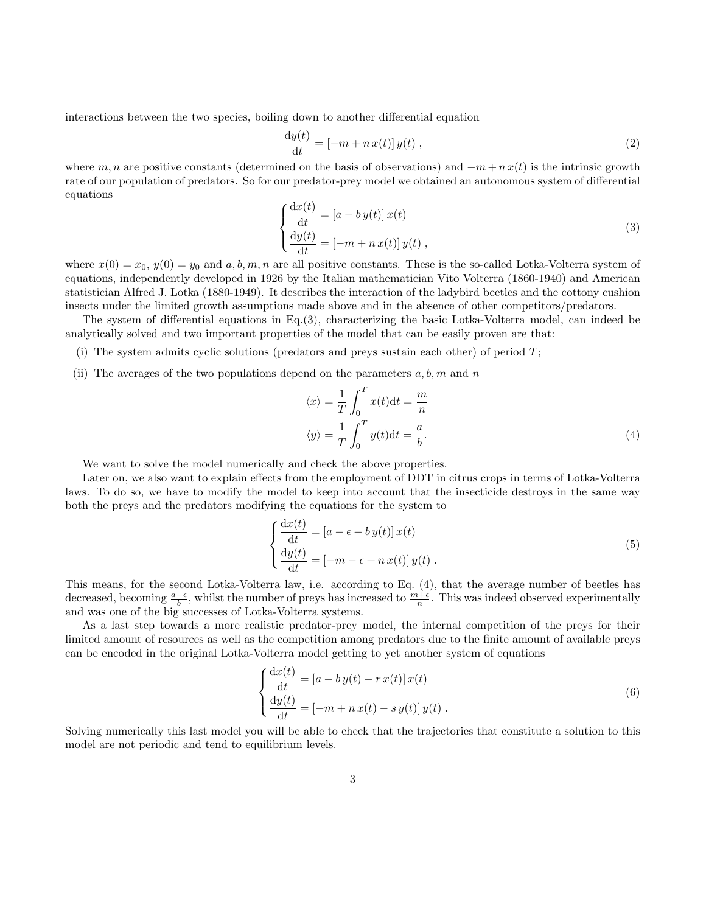interactions between the two species, boiling down to another differential equation

$$\frac{\mathrm{d}y(t)}{\mathrm{d}t} = [-m + n\,x(t)]\,y(t)\;, \tag{2}$$

where $m, n$ are positive constants (determined on the basis of observations) and $-m + n\,x(t)$ is the intrinsic growth rate of our population of predators. So for our predator-prey model we obtained an autonomous system of differential equations

$$\begin{cases} \dfrac{\mathrm{d}x(t)}{\mathrm{d}t} = [a - b\,y(t)]\,x(t) \\ \dfrac{\mathrm{d}y(t)}{\mathrm{d}t} = [-m + n\,x(t)]\,y(t)\;, \end{cases} \tag{3}$$

where $x(0) = x_0$, $y(0) = y_0$ and $a, b, m, n$ are all positive constants. These is the so-called Lotka-Volterra system of equations, independently developed in 1926 by the Italian mathematician Vito Volterra (1860-1940) and American statistician Alfred J. Lotka (1880-1949). It describes the interaction of the ladybird beetles and the cottony cushion insects under the limited growth assumptions made above and in the absence of other competitors/predators.

The system of differential equations in Eq.(3), characterizing the basic Lotka-Volterra model, can indeed be analytically solved and two important properties of the model that can be easily proven are that:

(i) The system admits cyclic solutions (predators and preys sustain each other) of period $T$;

(ii) The averages of the two populations depend on the parameters $a, b, m$ and $n$

$$\begin{aligned} \langle x \rangle &= \frac{1}{T}\int_0^T x(t)\mathrm{d}t = \frac{m}{n} \\ \langle y \rangle &= \frac{1}{T}\int_0^T y(t)\mathrm{d}t = \frac{a}{b}. \end{aligned} \tag{4}$$

We want to solve the model numerically and check the above properties.

Later on, we also want to explain effects from the employment of DDT in citrus crops in terms of Lotka-Volterra laws. To do so, we have to modify the model to keep into account that the insecticide destroys in the same way both the preys and the predators modifying the equations for the system to

$$\begin{cases} \dfrac{\mathrm{d}x(t)}{\mathrm{d}t} = [a - \epsilon - b\,y(t)]\,x(t) \\ \dfrac{\mathrm{d}y(t)}{\mathrm{d}t} = [-m - \epsilon + n\,x(t)]\,y(t)\;. \end{cases} \tag{5}$$

This means, for the second Lotka-Volterra law, i.e. according to Eq. (4), that the average number of beetles has decreased, becoming $\frac{a-\epsilon}{b}$, whilst the number of preys has increased to $\frac{m+\epsilon}{n}$. This was indeed observed experimentally and was one of the big successes of Lotka-Volterra systems.

As a last step towards a more realistic predator-prey model, the internal competition of the preys for their limited amount of resources as well as the competition among predators due to the finite amount of available preys can be encoded in the original Lotka-Volterra model getting to yet another system of equations

$$\begin{cases} \dfrac{\mathrm{d}x(t)}{\mathrm{d}t} = [a - b\,y(t) - r\,x(t)]\,x(t) \\ \dfrac{\mathrm{d}y(t)}{\mathrm{d}t} = [-m + n\,x(t) - s\,y(t)]\,y(t)\;. \end{cases} \tag{6}$$

Solving numerically this last model you will be able to check that the trajectories that constitute a solution to this model are not periodic and tend to equilibrium levels.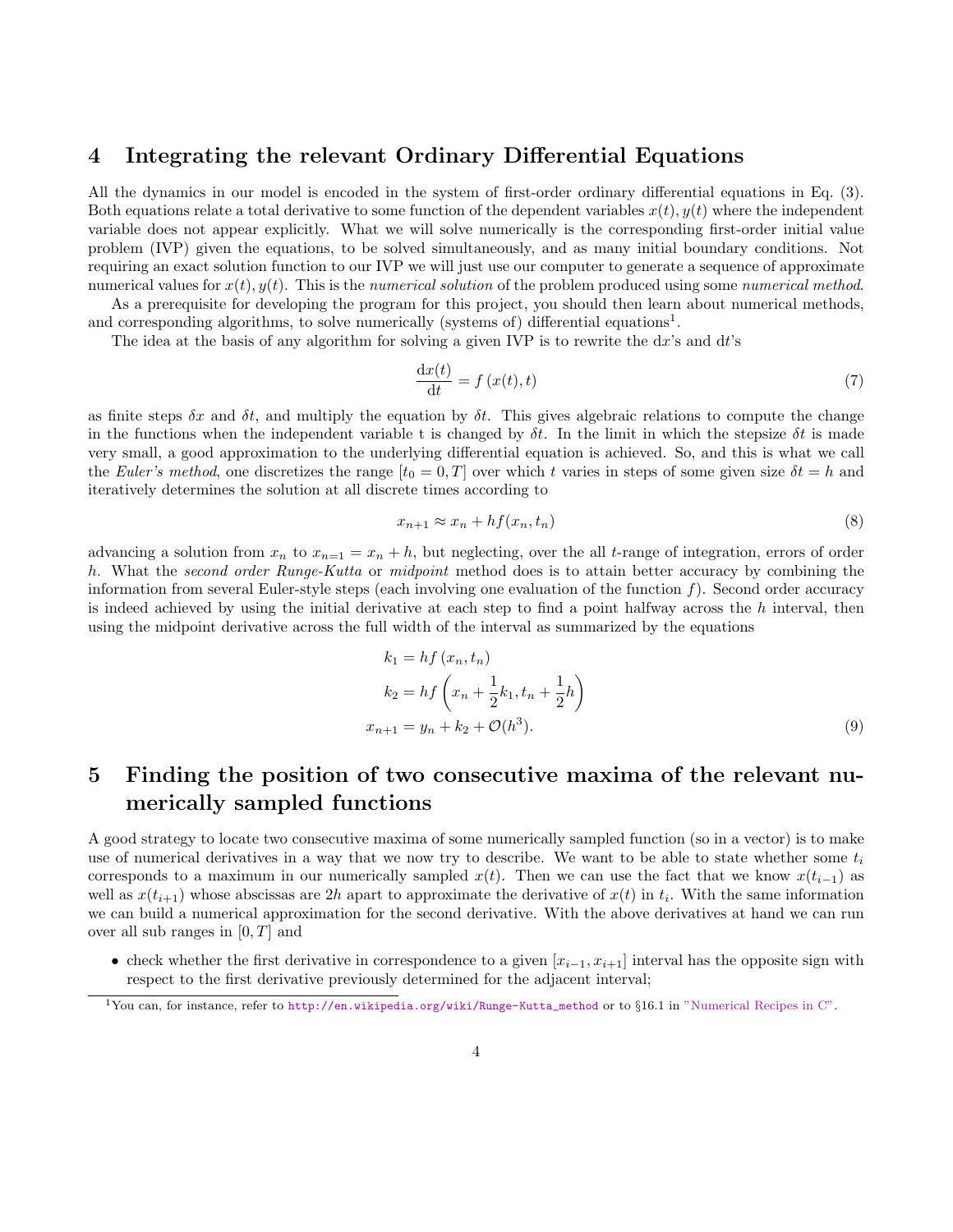## 4 Integrating the relevant Ordinary Differential Equations

All the dynamics in our model is encoded in the system of first-order ordinary differential equations in Eq. (3). Both equations relate a total derivative to some function of the dependent variables $x(t), y(t)$ where the independent variable does not appear explicitly. What we will solve numerically is the corresponding first-order initial value problem (IVP) given the equations, to be solved simultaneously, and as many initial boundary conditions. Not requiring an exact solution function to our IVP we will just use our computer to generate a sequence of approximate numerical values for $x(t), y(t)$. This is the *numerical solution* of the problem produced using some *numerical method*.

As a prerequisite for developing the program for this project, you should then learn about numerical methods, and corresponding algorithms, to solve numerically (systems of) differential equations[1].

The idea at the basis of any algorithm for solving a given IVP is to rewrite the d$x$'s and d$t$'s

$$\frac{\mathrm{d}x(t)}{\mathrm{d}t} = f\left(x(t), t\right) \tag{7}$$

as finite steps $\delta x$ and $\delta t$, and multiply the equation by $\delta t$. This gives algebraic relations to compute the change in the functions when the independent variable t is changed by $\delta t$. In the limit in which the stepsize $\delta t$ is made very small, a good approximation to the underlying differential equation is achieved. So, and this is what we call the *Euler's method*, one discretizes the range $[t_0 = 0, T]$ over which $t$ varies in steps of some given size $\delta t = h$ and iteratively determines the solution at all discrete times according to

$$x_{n+1} \approx x_n + hf(x_n, t_n) \tag{8}$$

advancing a solution from $x_n$ to $x_{n=1} = x_n + h$, but neglecting, over the all $t$-range of integration, errors of order $h$. What the *second order Runge-Kutta* or *midpoint* method does is to attain better accuracy by combining the information from several Euler-style steps (each involving one evaluation of the function $f$). Second order accuracy is indeed achieved by using the initial derivative at each step to find a point halfway across the $h$ interval, then using the midpoint derivative across the full width of the interval as summarized by the equations

$$\begin{aligned}
k_1 &= hf\left(x_n, t_n\right) \\
k_2 &= hf\left(x_n + \frac{1}{2}k_1, t_n + \frac{1}{2}h\right) \\
x_{n+1} &= y_n + k_2 + \mathcal{O}(h^3).
\end{aligned} \tag{9}$$

## 5 Finding the position of two consecutive maxima of the relevant numerically sampled functions

A good strategy to locate two consecutive maxima of some numerically sampled function (so in a vector) is to make use of numerical derivatives in a way that we now try to describe. We want to be able to state whether some $t_i$ corresponds to a maximum in our numerically sampled $x(t)$. Then we can use the fact that we know $x(t_{i-1})$ as well as $x(t_{i+1})$ whose abscissas are $2h$ apart to approximate the derivative of $x(t)$ in $t_i$. With the same information we can build a numerical approximation for the second derivative. With the above derivatives at hand we can run over all sub ranges in $[0, T]$ and

- check whether the first derivative in correspondence to a given $[x_{i-1}, x_{i+1}]$ interval has the opposite sign with respect to the first derivative previously determined for the adjacent interval;

---

[1] You can, for instance, refer to http://en.wikipedia.org/wiki/Runge-Kutta_method or to §16.1 in "Numerical Recipes in C".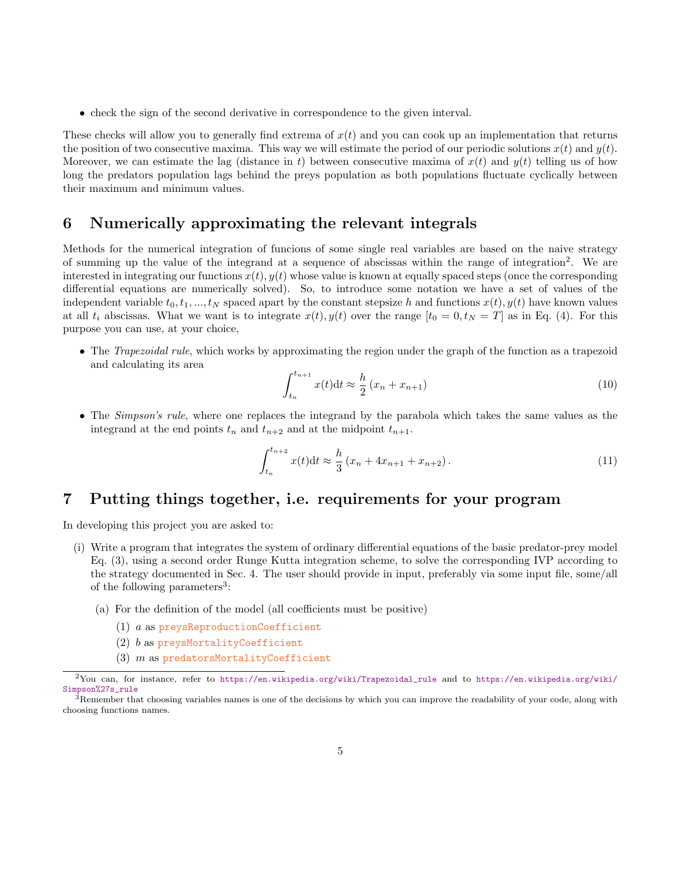- check the sign of the second derivative in correspondence to the given interval.

These checks will allow you to generally find extrema of $x(t)$ and you can cook up an implementation that returns the position of two consecutive maxima. This way we will estimate the period of our periodic solutions $x(t)$ and $y(t)$. Moreover, we can estimate the lag (distance in $t$) between consecutive maxima of $x(t)$ and $y(t)$ telling us of how long the predators population lags behind the preys population as both populations fluctuate cyclically between their maximum and minimum values.

## 6 Numerically approximating the relevant integrals

Methods for the numerical integration of funcions of some single real variables are based on the naive strategy of summing up the value of the integrand at a sequence of abscissas within the range of integration[2]. We are interested in integrating our functions $x(t), y(t)$ whose value is known at equally spaced steps (once the corresponding differential equations are numerically solved). So, to introduce some notation we have a set of values of the independent variable $t_0, t_1, ..., t_N$ spaced apart by the constant stepsize $h$ and functions $x(t), y(t)$ have known values at all $t_i$ abscissas. What we want is to integrate $x(t), y(t)$ over the range $[t_0 = 0, t_N = T]$ as in Eq. (4). For this purpose you can use, at your choice,

- The *Trapezoidal rule*, which works by approximating the region under the graph of the function as a trapezoid and calculating its area

$$\int_{t_n}^{t_{n+1}} x(t)\mathrm{d}t \approx \frac{h}{2}\left(x_n + x_{n+1}\right) \tag{10}$$

- The *Simpson's rule*, where one replaces the integrand by the parabola which takes the same values as the integrand at the end points $t_n$ and $t_{n+2}$ and at the midpoint $t_{n+1}$.

$$\int_{t_n}^{t_{n+2}} x(t)\mathrm{d}t \approx \frac{h}{3}\left(x_n + 4x_{n+1} + x_{n+2}\right). \tag{11}$$

## 7 Putting things together, i.e. requirements for your program

In developing this project you are asked to:

(i) Write a program that integrates the system of ordinary differential equations of the basic predator-prey model Eq. (3), using a second order Runge Kutta integration scheme, to solve the corresponding IVP according to the strategy documented in Sec. 4. The user should provide in input, preferably via some input file, some/all of the following parameters[3]:

   (a) For the definition of the model (all coefficients must be positive)

      (1) $a$ as `preysReproductionCoefficient`

      (2) $b$ as `preysMortalityCoefficient`

      (3) $m$ as `predatorsMortalityCoefficient`

---

[2] You can, for instance, refer to https://en.wikipedia.org/wiki/Trapezoidal_rule and to https://en.wikipedia.org/wiki/Simpson%27s_rule

[3] Remember that choosing variables names is one of the decisions by which you can improve the readability of your code, along with choosing functions names.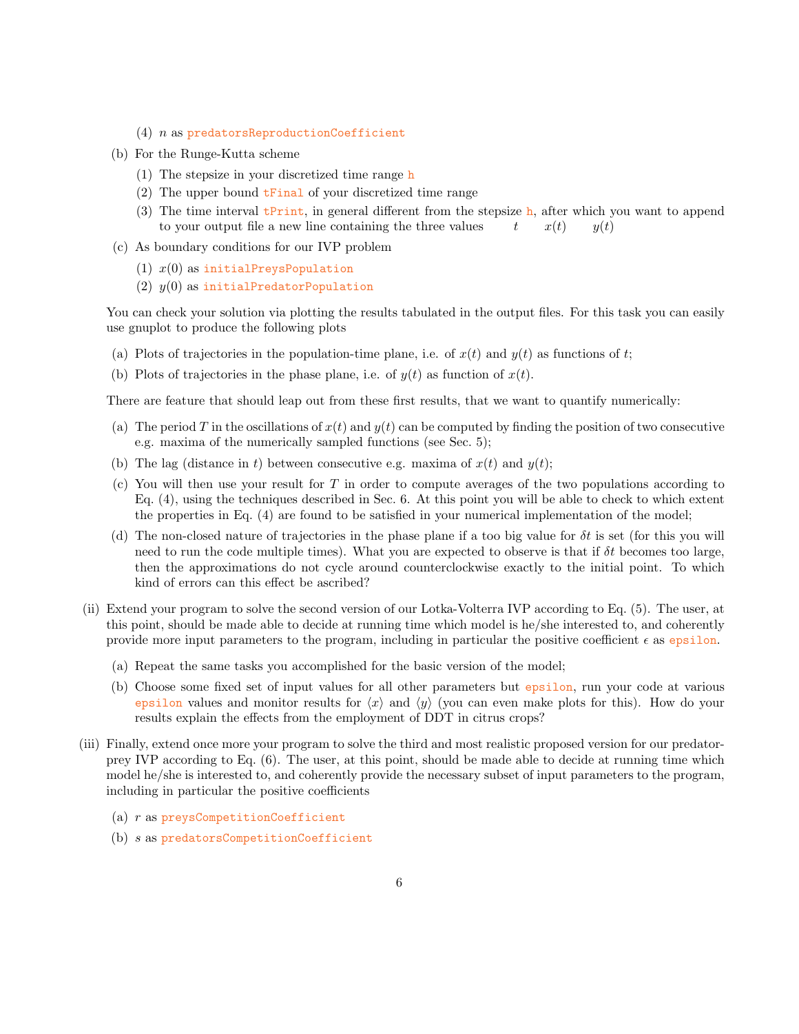(4) $n$ as `predatorsReproductionCoefficient`

  (b) For the Runge-Kutta scheme

   (1) The stepsize in your discretized time range `h`

   (2) The upper bound `tFinal` of your discretized time range

   (3) The time interval `tPrint`, in general different from the stepsize `h`, after which you want to append to your output file a new line containing the three values $t \quad x(t) \quad y(t)$

  (c) As boundary conditions for our IVP problem

   (1) $x(0)$ as `initialPreysPopulation`

   (2) $y(0)$ as `initialPredatorPopulation`

  You can check your solution via plotting the results tabulated in the output files. For this task you can easily use gnuplot to produce the following plots

  (a) Plots of trajectories in the population-time plane, i.e. of $x(t)$ and $y(t)$ as functions of $t$;

  (b) Plots of trajectories in the phase plane, i.e. of $y(t)$ as function of $x(t)$.

  There are feature that should leap out from these first results, that we want to quantify numerically:

  (a) The period $T$ in the oscillations of $x(t)$ and $y(t)$ can be computed by finding the position of two consecutive e.g. maxima of the numerically sampled functions (see Sec. 5);

  (b) The lag (distance in $t$) between consecutive e.g. maxima of $x(t)$ and $y(t)$;

  (c) You will then use your result for $T$ in order to compute averages of the two populations according to Eq. (4), using the techniques described in Sec. 6. At this point you will be able to check to which extent the properties in Eq. (4) are found to be satisfied in your numerical implementation of the model;

  (d) The non-closed nature of trajectories in the phase plane if a too big value for $\delta t$ is set (for this you will need to run the code multiple times). What you are expected to observe is that if $\delta t$ becomes too large, then the approximations do not cycle around counterclockwise exactly to the initial point. To which kind of errors can this effect be ascribed?

(ii) Extend your program to solve the second version of our Lotka-Volterra IVP according to Eq. (5). The user, at this point, should be made able to decide at running time which model is he/she interested to, and coherently provide more input parameters to the program, including in particular the positive coefficient $\epsilon$ as `epsilon`.

  (a) Repeat the same tasks you accomplished for the basic version of the model;

  (b) Choose some fixed set of input values for all other parameters but `epsilon`, run your code at various `epsilon` values and monitor results for $\langle x \rangle$ and $\langle y \rangle$ (you can even make plots for this). How do your results explain the effects from the employment of DDT in citrus crops?

(iii) Finally, extend once more your program to solve the third and most realistic proposed version for our predator-prey IVP according to Eq. (6). The user, at this point, should be made able to decide at running time which model he/she is interested to, and coherently provide the necessary subset of input parameters to the program, including in particular the positive coefficients

  (a) $r$ as `preysCompetitionCoefficient`

  (b) $s$ as `predatorsCompetitionCoefficient`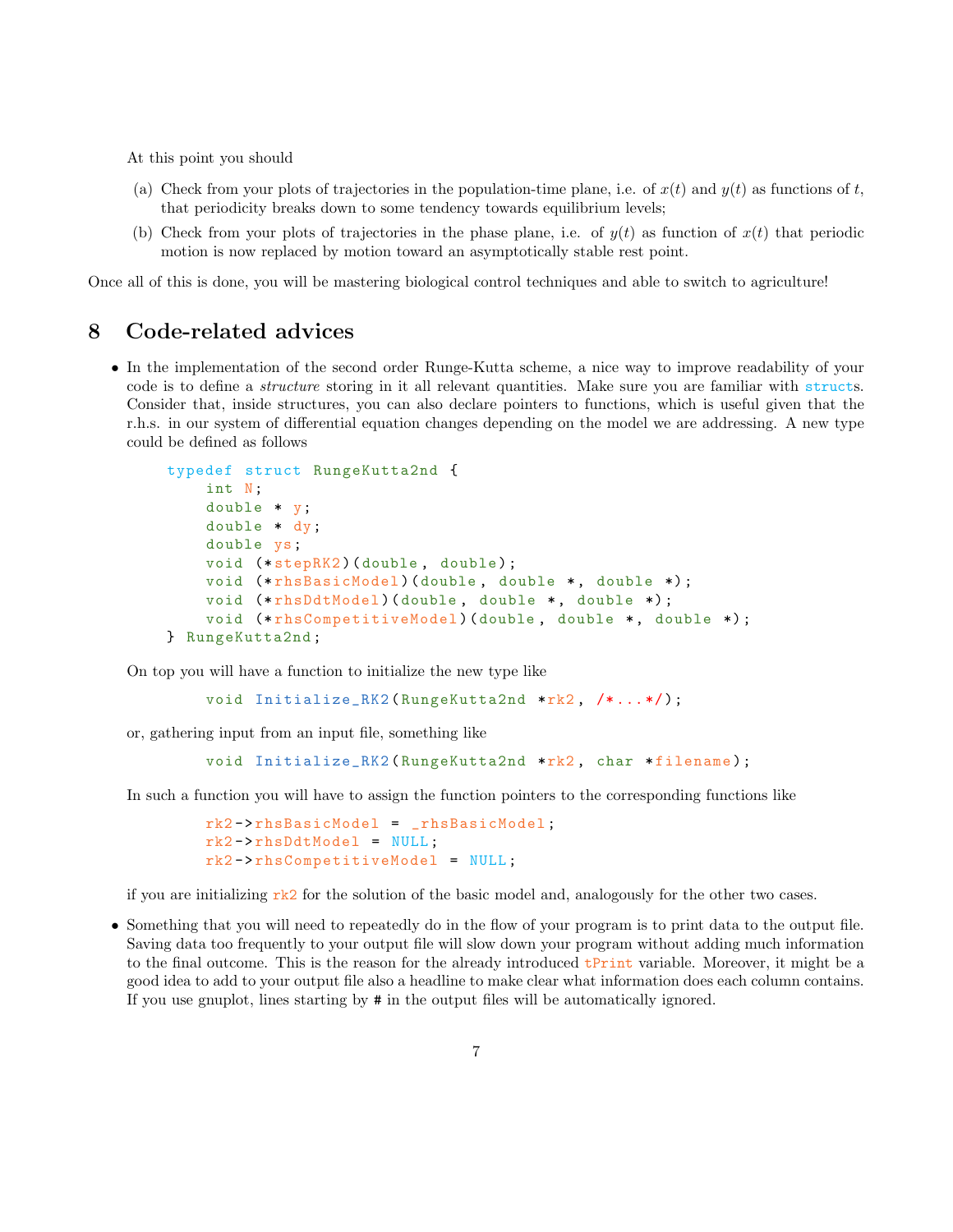At this point you should

(a) Check from your plots of trajectories in the population-time plane, i.e. of $x(t)$ and $y(t)$ as functions of $t$, that periodicity breaks down to some tendency towards equilibrium levels;

(b) Check from your plots of trajectories in the phase plane, i.e. of $y(t)$ as function of $x(t)$ that periodic motion is now replaced by motion toward an asymptotically stable rest point.

Once all of this is done, you will be mastering biological control techniques and able to switch to agriculture!

## 8 Code-related advices

- In the implementation of the second order Runge-Kutta scheme, a nice way to improve readability of your code is to define a *structure* storing in it all relevant quantities. Make sure you are familiar with `struct`s. Consider that, inside structures, you can also declare pointers to functions, which is useful given that the r.h.s. in our system of differential equation changes depending on the model we are addressing. A new type could be defined as follows

```
typedef struct RungeKutta2nd {
    int N;
    double * y;
    double * dy;
    double ys;
    void (*stepRK2)(double, double);
    void (*rhsBasicModel)(double, double *, double *);
    void (*rhsDdtModel)(double, double *, double *);
    void (*rhsCompetitiveModel)(double, double *, double *);
} RungeKutta2nd;
```

  On top you will have a function to initialize the new type like

```
void Initialize_RK2(RungeKutta2nd *rk2, /*...*/);
```

  or, gathering input from an input file, something like

```
void Initialize_RK2(RungeKutta2nd *rk2, char *filename);
```

  In such a function you will have to assign the function pointers to the corresponding functions like

```
rk2->rhsBasicModel = _rhsBasicModel;
rk2->rhsDdtModel = NULL;
rk2->rhsCompetitiveModel = NULL;
```

  if you are initializing `rk2` for the solution of the basic model and, analogously for the other two cases.

- Something that you will need to repeatedly do in the flow of your program is to print data to the output file. Saving data too frequently to your output file will slow down your program without adding much information to the final outcome. This is the reason for the already introduced `tPrint` variable. Moreover, it might be a good idea to add to your output file also a headline to make clear what information does each column contains. If you use gnuplot, lines starting by # in the output files will be automatically ignored.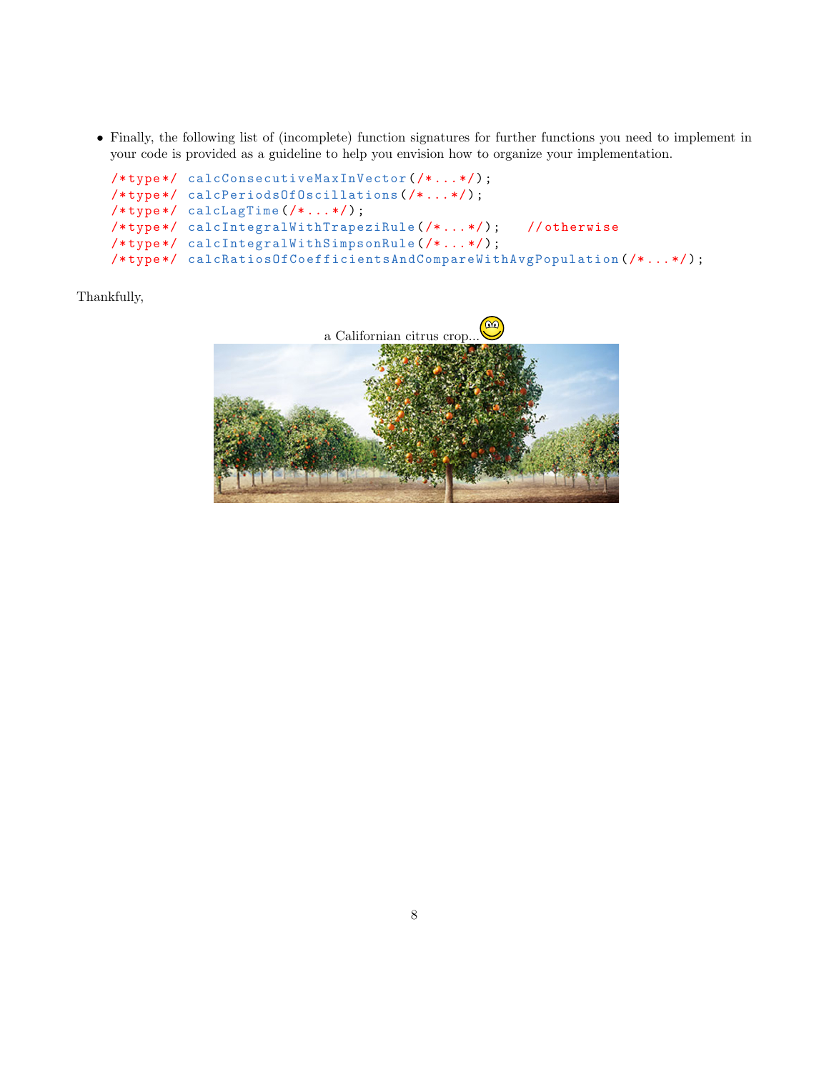- Finally, the following list of (incomplete) function signatures for further functions you need to implement in your code is provided as a guideline to help you envision how to organize your implementation.

```
/*type*/ calcConsecutiveMaxInVector(/*...*/);
/*type*/ calcPeriodsOfOscillations(/*...*/);
/*type*/ calcLagTime(/*...*/);
/*type*/ calcIntegralWithTrapeziRule(/*...*/);   //otherwise
/*type*/ calcIntegralWithSimpsonRule(/*...*/);
/*type*/ calcRatiosOfCoefficientsAndCompareWithAvgPopulation(/*...*/);
```

Thankfully,

a Californian citrus crop...